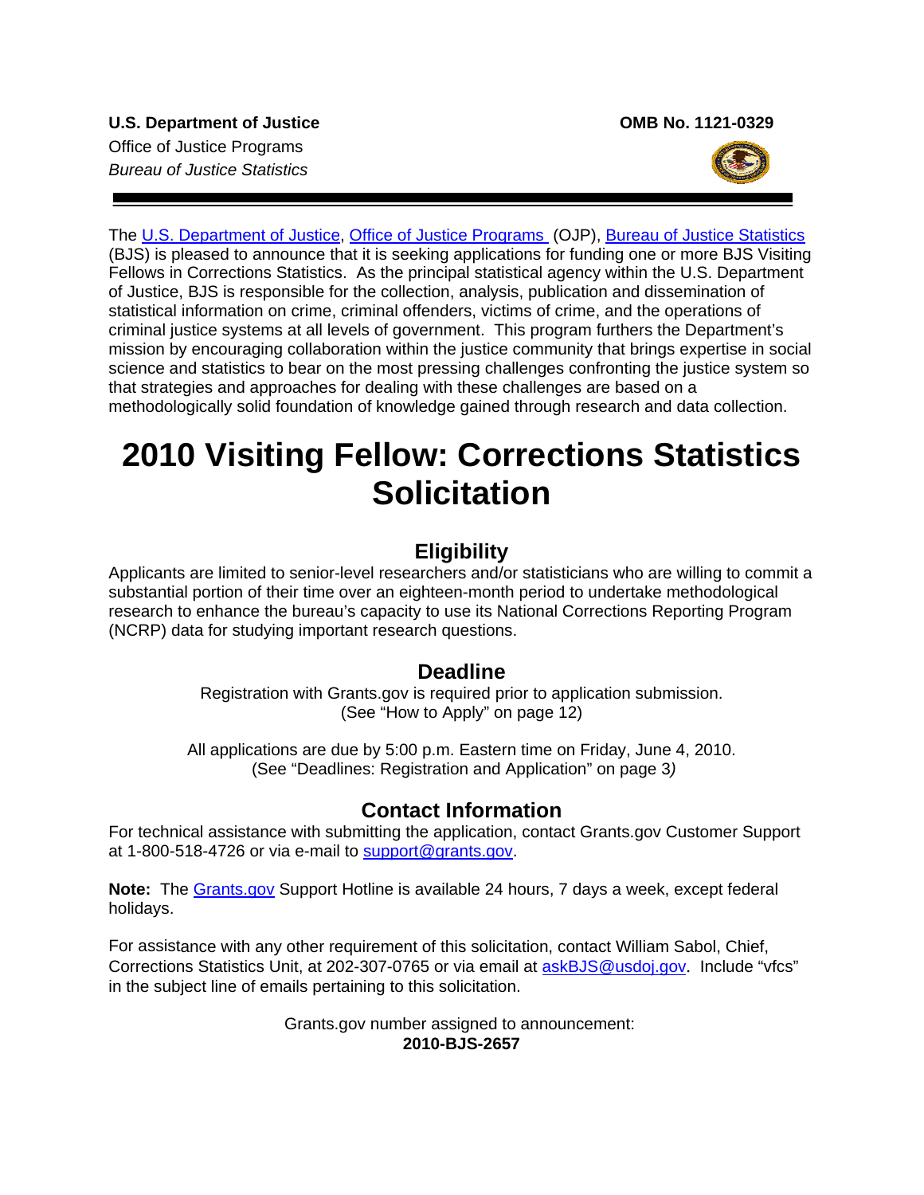**U.S. Department of Justice**
Office of Justice Programs
*Bureau of Justice Statistics*

**OMB No. 1121-0329**

The U.S. Department of Justice, Office of Justice Programs (OJP), Bureau of Justice Statistics (BJS) is pleased to announce that it is seeking applications for funding one or more BJS Visiting Fellows in Corrections Statistics. As the principal statistical agency within the U.S. Department of Justice, BJS is responsible for the collection, analysis, publication and dissemination of statistical information on crime, criminal offenders, victims of crime, and the operations of criminal justice systems at all levels of government. This program furthers the Department's mission by encouraging collaboration within the justice community that brings expertise in social science and statistics to bear on the most pressing challenges confronting the justice system so that strategies and approaches for dealing with these challenges are based on a methodologically solid foundation of knowledge gained through research and data collection.

# 2010 Visiting Fellow: Corrections Statistics Solicitation

## Eligibility

Applicants are limited to senior-level researchers and/or statisticians who are willing to commit a substantial portion of their time over an eighteen-month period to undertake methodological research to enhance the bureau's capacity to use its National Corrections Reporting Program (NCRP) data for studying important research questions.

## Deadline

Registration with Grants.gov is required prior to application submission.
(See "How to Apply" on page 12)

All applications are due by 5:00 p.m. Eastern time on Friday, June 4, 2010.
(See "Deadlines: Registration and Application" on page 3*)*

## Contact Information

For technical assistance with submitting the application, contact Grants.gov Customer Support at 1-800-518-4726 or via e-mail to support@grants.gov.

**Note:** The Grants.gov Support Hotline is available 24 hours, 7 days a week, except federal holidays.

For assistance with any other requirement of this solicitation, contact William Sabol, Chief, Corrections Statistics Unit, at 202-307-0765 or via email at askBJS@usdoj.gov. Include "vfcs" in the subject line of emails pertaining to this solicitation.

Grants.gov number assigned to announcement:
**2010-BJS-2657**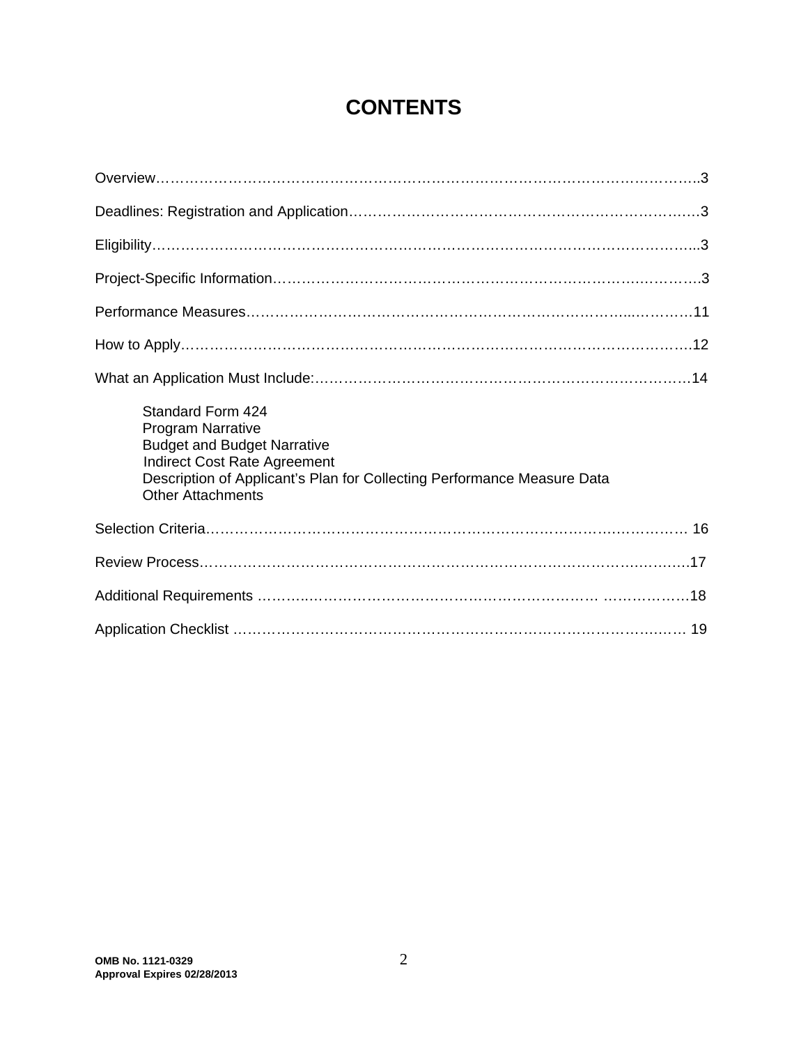# CONTENTS

Overview……………………………………………………………………………………………..3

Deadlines: Registration and Application……………………………………………………………3

Eligibility……………………………………………………………………………………………...3

Project-Specific Information………………………………………………………………………….3

Performance Measures……………………………………………………………………………11

How to Apply………………………………………………………………………………………….12

What an Application Must Include:…………………………………………………………………14

- Standard Form 424
- Program Narrative
- Budget and Budget Narrative
- Indirect Cost Rate Agreement
- Description of Applicant's Plan for Collecting Performance Measure Data
- Other Attachments

Selection Criteria…………………………………………………………………………………… 16

Review Process……………………………………………………………………………………..17

Additional Requirements ……………………………………………………………… ………………18

Application Checklist ………………………………………………………………………………… 19

OMB No. 1121-0329
Approval Expires 02/28/2013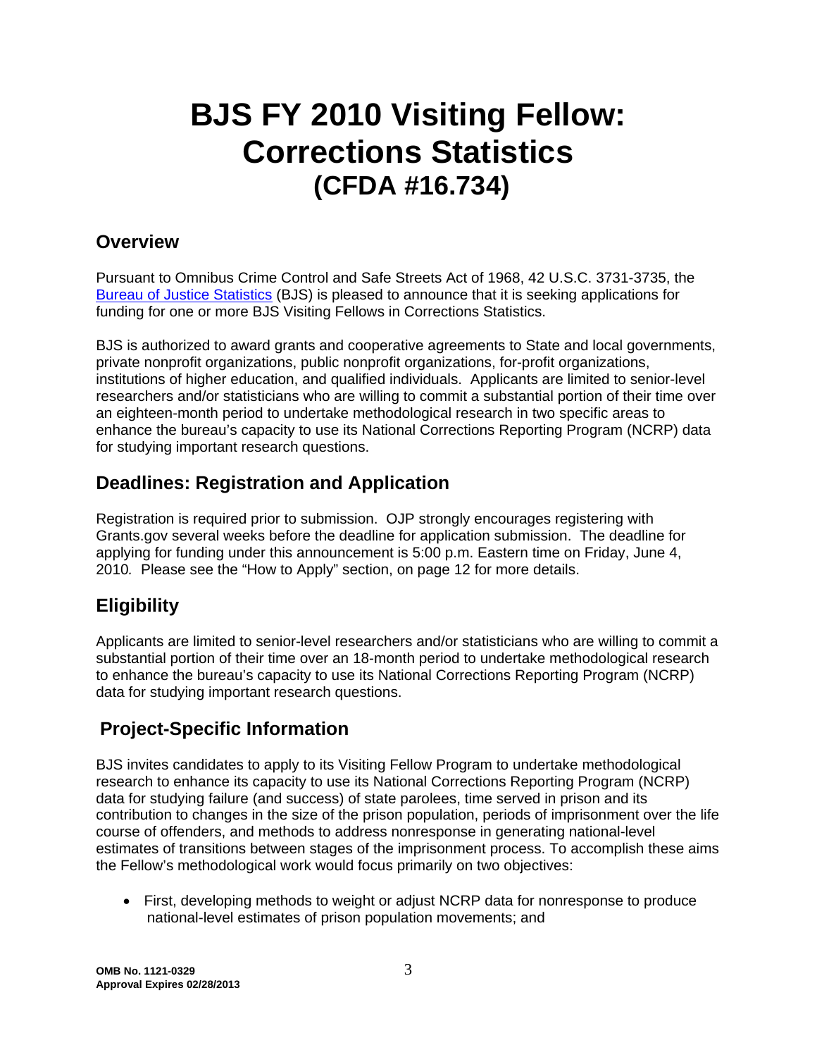# BJS FY 2010 Visiting Fellow: Corrections Statistics (CFDA #16.734)

## Overview

Pursuant to Omnibus Crime Control and Safe Streets Act of 1968, 42 U.S.C. 3731-3735, the Bureau of Justice Statistics (BJS) is pleased to announce that it is seeking applications for funding for one or more BJS Visiting Fellows in Corrections Statistics.

BJS is authorized to award grants and cooperative agreements to State and local governments, private nonprofit organizations, public nonprofit organizations, for-profit organizations, institutions of higher education, and qualified individuals. Applicants are limited to senior-level researchers and/or statisticians who are willing to commit a substantial portion of their time over an eighteen-month period to undertake methodological research in two specific areas to enhance the bureau's capacity to use its National Corrections Reporting Program (NCRP) data for studying important research questions.

## Deadlines: Registration and Application

Registration is required prior to submission. OJP strongly encourages registering with Grants.gov several weeks before the deadline for application submission. The deadline for applying for funding under this announcement is 5:00 p.m. Eastern time on Friday, June 4, 2010. Please see the "How to Apply" section, on page 12 for more details.

## Eligibility

Applicants are limited to senior-level researchers and/or statisticians who are willing to commit a substantial portion of their time over an 18-month period to undertake methodological research to enhance the bureau's capacity to use its National Corrections Reporting Program (NCRP) data for studying important research questions.

## Project-Specific Information

BJS invites candidates to apply to its Visiting Fellow Program to undertake methodological research to enhance its capacity to use its National Corrections Reporting Program (NCRP) data for studying failure (and success) of state parolees, time served in prison and its contribution to changes in the size of the prison population, periods of imprisonment over the life course of offenders, and methods to address nonresponse in generating national-level estimates of transitions between stages of the imprisonment process. To accomplish these aims the Fellow's methodological work would focus primarily on two objectives:

- First, developing methods to weight or adjust NCRP data for nonresponse to produce national-level estimates of prison population movements; and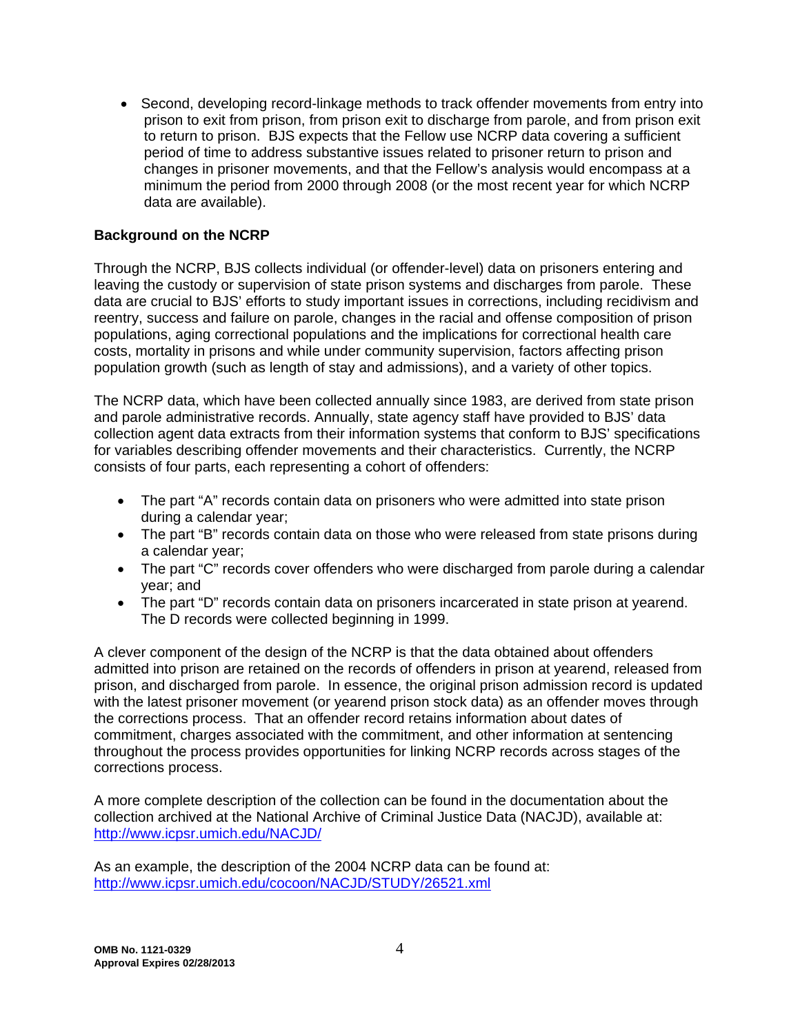- Second, developing record-linkage methods to track offender movements from entry into prison to exit from prison, from prison exit to discharge from parole, and from prison exit to return to prison. BJS expects that the Fellow use NCRP data covering a sufficient period of time to address substantive issues related to prisoner return to prison and changes in prisoner movements, and that the Fellow's analysis would encompass at a minimum the period from 2000 through 2008 (or the most recent year for which NCRP data are available).

**Background on the NCRP**

Through the NCRP, BJS collects individual (or offender-level) data on prisoners entering and leaving the custody or supervision of state prison systems and discharges from parole. These data are crucial to BJS' efforts to study important issues in corrections, including recidivism and reentry, success and failure on parole, changes in the racial and offense composition of prison populations, aging correctional populations and the implications for correctional health care costs, mortality in prisons and while under community supervision, factors affecting prison population growth (such as length of stay and admissions), and a variety of other topics.

The NCRP data, which have been collected annually since 1983, are derived from state prison and parole administrative records. Annually, state agency staff have provided to BJS' data collection agent data extracts from their information systems that conform to BJS' specifications for variables describing offender movements and their characteristics. Currently, the NCRP consists of four parts, each representing a cohort of offenders:

- The part "A" records contain data on prisoners who were admitted into state prison during a calendar year;
- The part "B" records contain data on those who were released from state prisons during a calendar year;
- The part "C" records cover offenders who were discharged from parole during a calendar year; and
- The part "D" records contain data on prisoners incarcerated in state prison at yearend. The D records were collected beginning in 1999.

A clever component of the design of the NCRP is that the data obtained about offenders admitted into prison are retained on the records of offenders in prison at yearend, released from prison, and discharged from parole. In essence, the original prison admission record is updated with the latest prisoner movement (or yearend prison stock data) as an offender moves through the corrections process. That an offender record retains information about dates of commitment, charges associated with the commitment, and other information at sentencing throughout the process provides opportunities for linking NCRP records across stages of the corrections process.

A more complete description of the collection can be found in the documentation about the collection archived at the National Archive of Criminal Justice Data (NACJD), available at: http://www.icpsr.umich.edu/NACJD/

As an example, the description of the 2004 NCRP data can be found at: http://www.icpsr.umich.edu/cocoon/NACJD/STUDY/26521.xml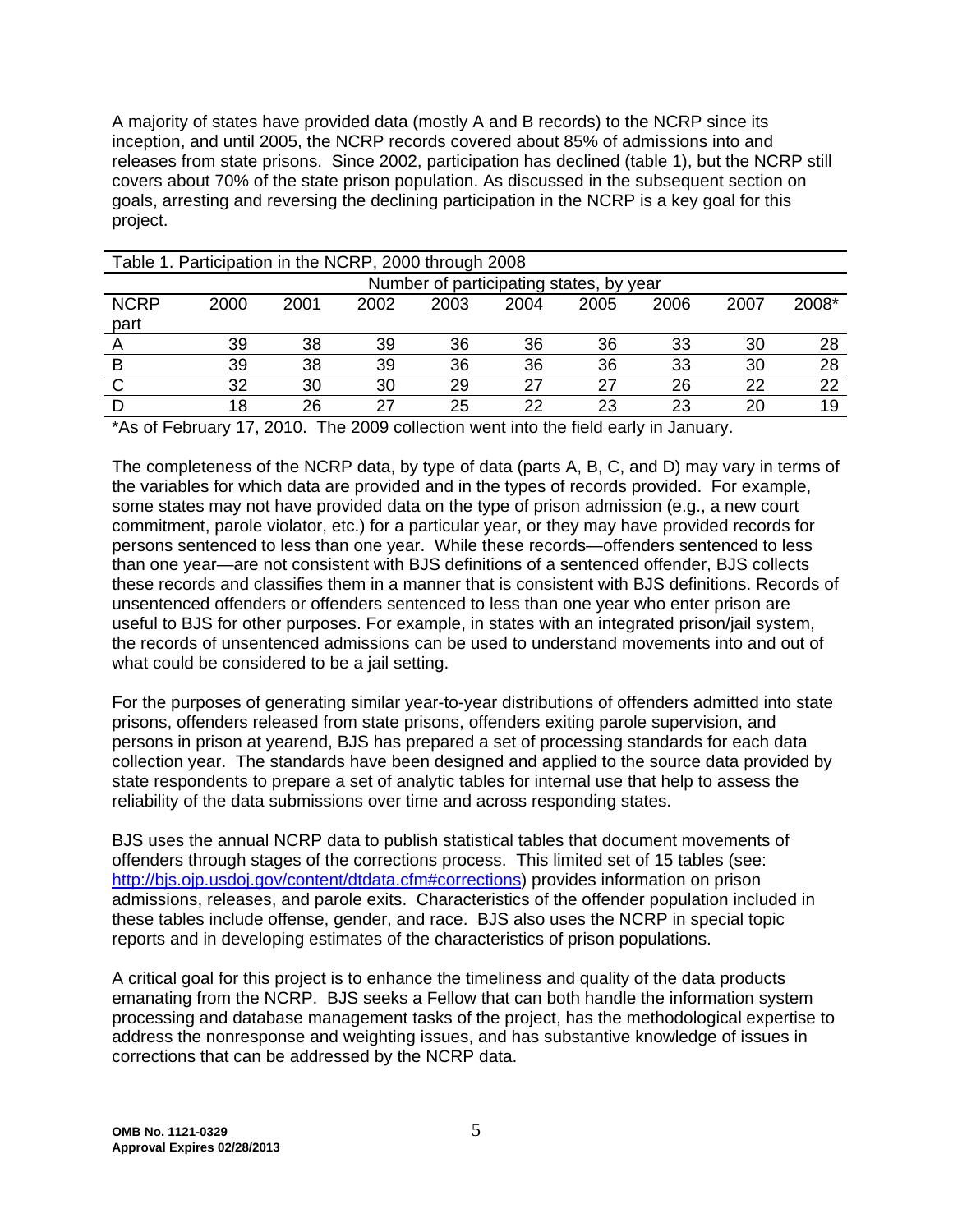A majority of states have provided data (mostly A and B records) to the NCRP since its inception, and until 2005, the NCRP records covered about 85% of admissions into and releases from state prisons. Since 2002, participation has declined (table 1), but the NCRP still covers about 70% of the state prison population. As discussed in the subsequent section on goals, arresting and reversing the declining participation in the NCRP is a key goal for this project.

Table 1. Participation in the NCRP, 2000 through 2008

| | Number of participating states, by year | | | | | | | | |
|---|---|---|---|---|---|---|---|---|---|
| NCRP part | 2000 | 2001 | 2002 | 2003 | 2004 | 2005 | 2006 | 2007 | 2008* |
| A | 39 | 38 | 39 | 36 | 36 | 36 | 33 | 30 | 28 |
| B | 39 | 38 | 39 | 36 | 36 | 36 | 33 | 30 | 28 |
| C | 32 | 30 | 30 | 29 | 27 | 27 | 26 | 22 | 22 |
| D | 18 | 26 | 27 | 25 | 22 | 23 | 23 | 20 | 19 |

*As of February 17, 2010. The 2009 collection went into the field early in January.

The completeness of the NCRP data, by type of data (parts A, B, C, and D) may vary in terms of the variables for which data are provided and in the types of records provided. For example, some states may not have provided data on the type of prison admission (e.g., a new court commitment, parole violator, etc.) for a particular year, or they may have provided records for persons sentenced to less than one year. While these records—offenders sentenced to less than one year—are not consistent with BJS definitions of a sentenced offender, BJS collects these records and classifies them in a manner that is consistent with BJS definitions. Records of unsentenced offenders or offenders sentenced to less than one year who enter prison are useful to BJS for other purposes. For example, in states with an integrated prison/jail system, the records of unsentenced admissions can be used to understand movements into and out of what could be considered to be a jail setting.

For the purposes of generating similar year-to-year distributions of offenders admitted into state prisons, offenders released from state prisons, offenders exiting parole supervision, and persons in prison at yearend, BJS has prepared a set of processing standards for each data collection year. The standards have been designed and applied to the source data provided by state respondents to prepare a set of analytic tables for internal use that help to assess the reliability of the data submissions over time and across responding states.

BJS uses the annual NCRP data to publish statistical tables that document movements of offenders through stages of the corrections process. This limited set of 15 tables (see: http://bjs.ojp.usdoj.gov/content/dtdata.cfm#corrections) provides information on prison admissions, releases, and parole exits. Characteristics of the offender population included in these tables include offense, gender, and race. BJS also uses the NCRP in special topic reports and in developing estimates of the characteristics of prison populations.

A critical goal for this project is to enhance the timeliness and quality of the data products emanating from the NCRP. BJS seeks a Fellow that can both handle the information system processing and database management tasks of the project, has the methodological expertise to address the nonresponse and weighting issues, and has substantive knowledge of issues in corrections that can be addressed by the NCRP data.

**OMB No. 1121-0329**
**Approval Expires 02/28/2013**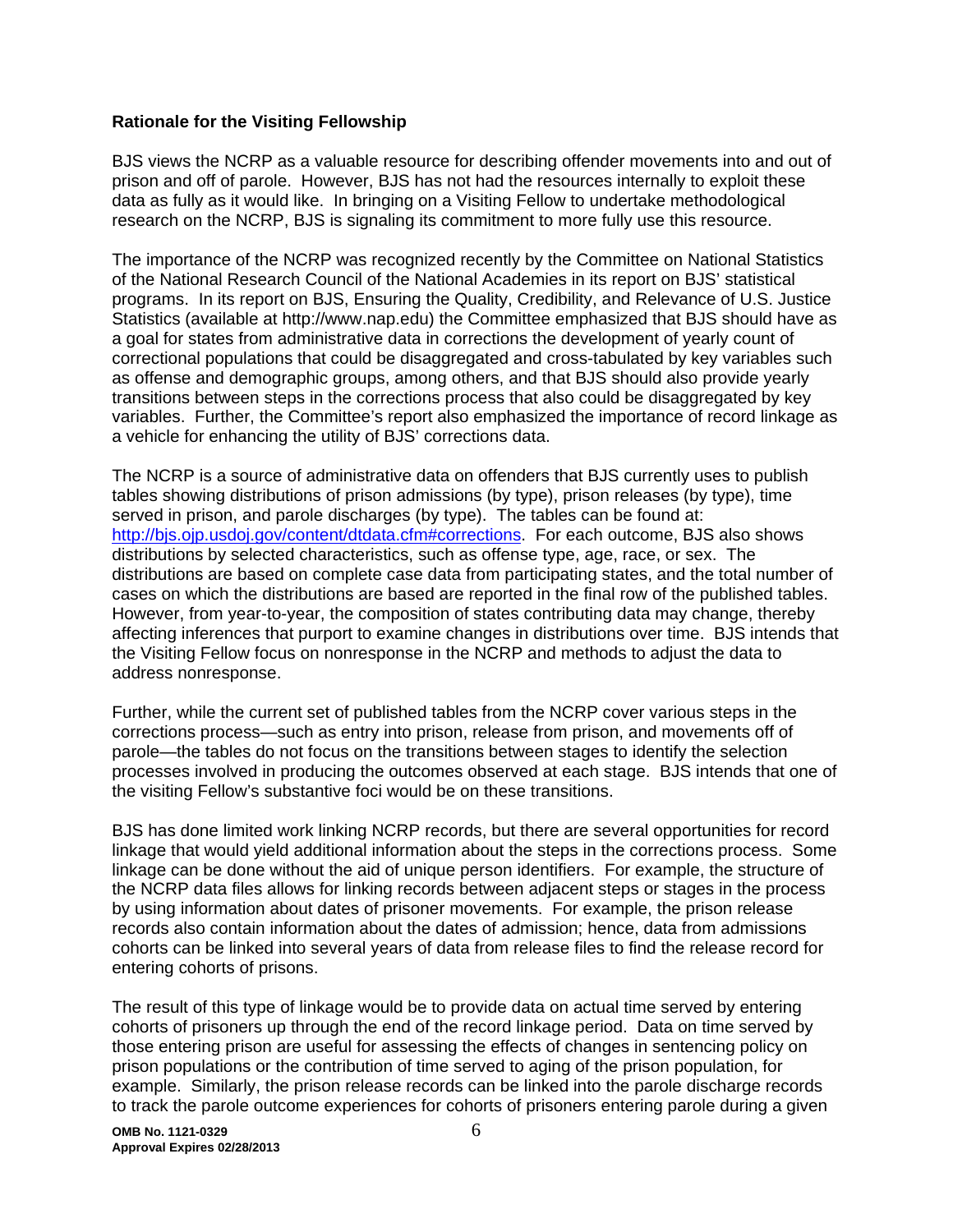**Rationale for the Visiting Fellowship**

BJS views the NCRP as a valuable resource for describing offender movements into and out of prison and off of parole. However, BJS has not had the resources internally to exploit these data as fully as it would like. In bringing on a Visiting Fellow to undertake methodological research on the NCRP, BJS is signaling its commitment to more fully use this resource.

The importance of the NCRP was recognized recently by the Committee on National Statistics of the National Research Council of the National Academies in its report on BJS' statistical programs. In its report on BJS, Ensuring the Quality, Credibility, and Relevance of U.S. Justice Statistics (available at http://www.nap.edu) the Committee emphasized that BJS should have as a goal for states from administrative data in corrections the development of yearly count of correctional populations that could be disaggregated and cross-tabulated by key variables such as offense and demographic groups, among others, and that BJS should also provide yearly transitions between steps in the corrections process that also could be disaggregated by key variables. Further, the Committee's report also emphasized the importance of record linkage as a vehicle for enhancing the utility of BJS' corrections data.

The NCRP is a source of administrative data on offenders that BJS currently uses to publish tables showing distributions of prison admissions (by type), prison releases (by type), time served in prison, and parole discharges (by type). The tables can be found at: http://bjs.ojp.usdoj.gov/content/dtdata.cfm#corrections. For each outcome, BJS also shows distributions by selected characteristics, such as offense type, age, race, or sex. The distributions are based on complete case data from participating states, and the total number of cases on which the distributions are based are reported in the final row of the published tables. However, from year-to-year, the composition of states contributing data may change, thereby affecting inferences that purport to examine changes in distributions over time. BJS intends that the Visiting Fellow focus on nonresponse in the NCRP and methods to adjust the data to address nonresponse.

Further, while the current set of published tables from the NCRP cover various steps in the corrections process—such as entry into prison, release from prison, and movements off of parole—the tables do not focus on the transitions between stages to identify the selection processes involved in producing the outcomes observed at each stage. BJS intends that one of the visiting Fellow's substantive foci would be on these transitions.

BJS has done limited work linking NCRP records, but there are several opportunities for record linkage that would yield additional information about the steps in the corrections process. Some linkage can be done without the aid of unique person identifiers. For example, the structure of the NCRP data files allows for linking records between adjacent steps or stages in the process by using information about dates of prisoner movements. For example, the prison release records also contain information about the dates of admission; hence, data from admissions cohorts can be linked into several years of data from release files to find the release record for entering cohorts of prisons.

The result of this type of linkage would be to provide data on actual time served by entering cohorts of prisoners up through the end of the record linkage period. Data on time served by those entering prison are useful for assessing the effects of changes in sentencing policy on prison populations or the contribution of time served to aging of the prison population, for example. Similarly, the prison release records can be linked into the parole discharge records to track the parole outcome experiences for cohorts of prisoners entering parole during a given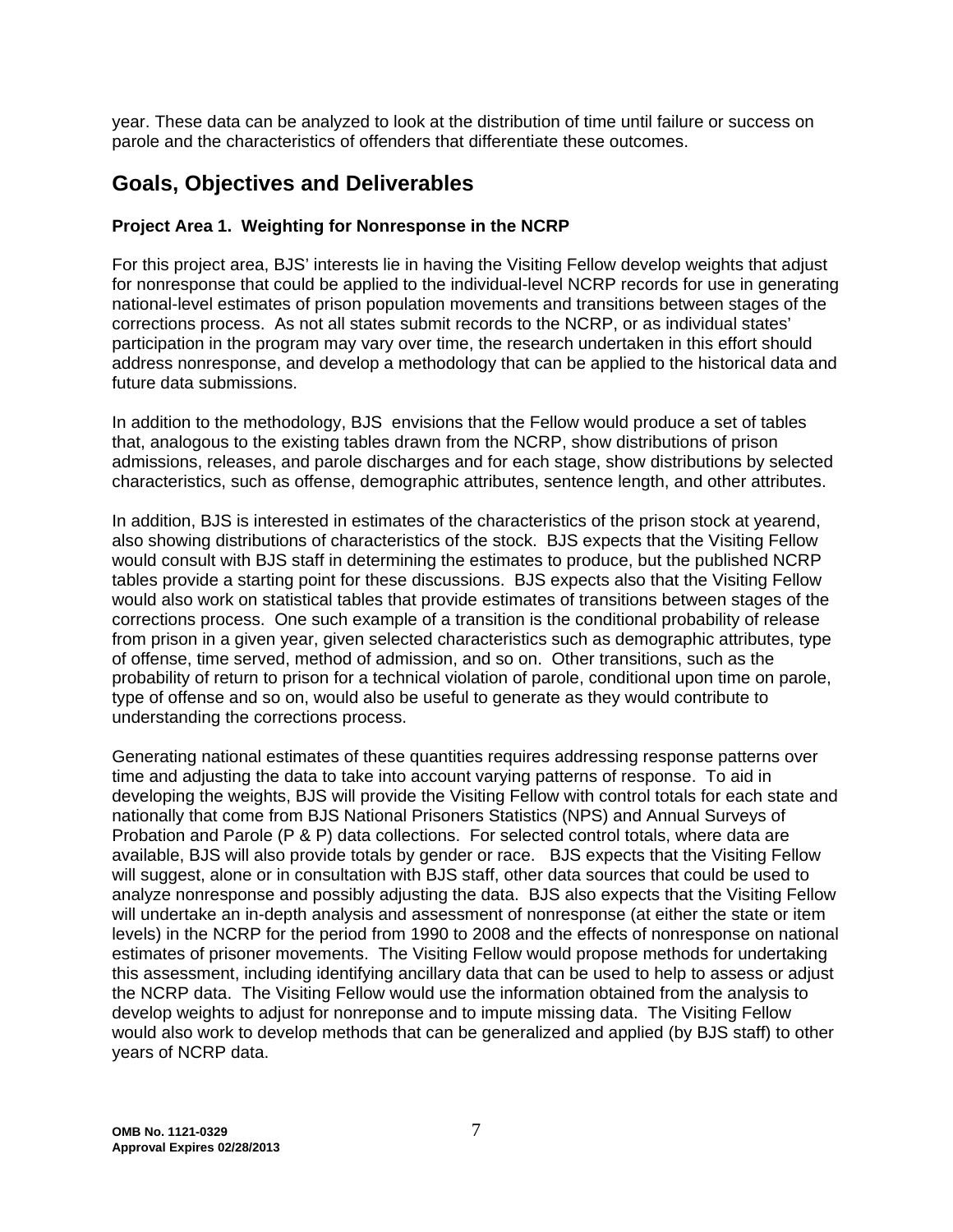year. These data can be analyzed to look at the distribution of time until failure or success on parole and the characteristics of offenders that differentiate these outcomes.

## Goals, Objectives and Deliverables

### Project Area 1. Weighting for Nonresponse in the NCRP

For this project area, BJS' interests lie in having the Visiting Fellow develop weights that adjust for nonresponse that could be applied to the individual-level NCRP records for use in generating national-level estimates of prison population movements and transitions between stages of the corrections process. As not all states submit records to the NCRP, or as individual states' participation in the program may vary over time, the research undertaken in this effort should address nonresponse, and develop a methodology that can be applied to the historical data and future data submissions.

In addition to the methodology, BJS envisions that the Fellow would produce a set of tables that, analogous to the existing tables drawn from the NCRP, show distributions of prison admissions, releases, and parole discharges and for each stage, show distributions by selected characteristics, such as offense, demographic attributes, sentence length, and other attributes.

In addition, BJS is interested in estimates of the characteristics of the prison stock at yearend, also showing distributions of characteristics of the stock. BJS expects that the Visiting Fellow would consult with BJS staff in determining the estimates to produce, but the published NCRP tables provide a starting point for these discussions. BJS expects also that the Visiting Fellow would also work on statistical tables that provide estimates of transitions between stages of the corrections process. One such example of a transition is the conditional probability of release from prison in a given year, given selected characteristics such as demographic attributes, type of offense, time served, method of admission, and so on. Other transitions, such as the probability of return to prison for a technical violation of parole, conditional upon time on parole, type of offense and so on, would also be useful to generate as they would contribute to understanding the corrections process.

Generating national estimates of these quantities requires addressing response patterns over time and adjusting the data to take into account varying patterns of response. To aid in developing the weights, BJS will provide the Visiting Fellow with control totals for each state and nationally that come from BJS National Prisoners Statistics (NPS) and Annual Surveys of Probation and Parole (P & P) data collections. For selected control totals, where data are available, BJS will also provide totals by gender or race. BJS expects that the Visiting Fellow will suggest, alone or in consultation with BJS staff, other data sources that could be used to analyze nonresponse and possibly adjusting the data. BJS also expects that the Visiting Fellow will undertake an in-depth analysis and assessment of nonresponse (at either the state or item levels) in the NCRP for the period from 1990 to 2008 and the effects of nonresponse on national estimates of prisoner movements. The Visiting Fellow would propose methods for undertaking this assessment, including identifying ancillary data that can be used to help to assess or adjust the NCRP data. The Visiting Fellow would use the information obtained from the analysis to develop weights to adjust for nonreponse and to impute missing data. The Visiting Fellow would also work to develop methods that can be generalized and applied (by BJS staff) to other years of NCRP data.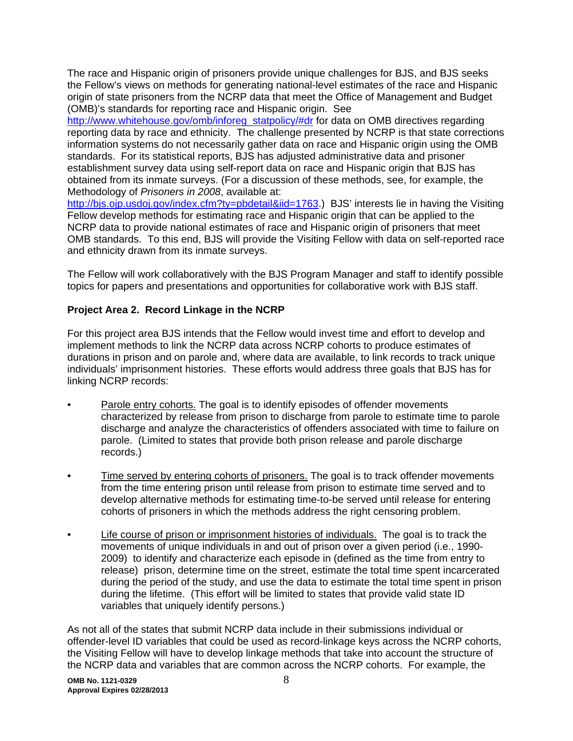The race and Hispanic origin of prisoners provide unique challenges for BJS, and BJS seeks the Fellow's views on methods for generating national-level estimates of the race and Hispanic origin of state prisoners from the NCRP data that meet the Office of Management and Budget (OMB)'s standards for reporting race and Hispanic origin. See http://www.whitehouse.gov/omb/inforeg_statpolicy/#dr for data on OMB directives regarding reporting data by race and ethnicity. The challenge presented by NCRP is that state corrections information systems do not necessarily gather data on race and Hispanic origin using the OMB standards. For its statistical reports, BJS has adjusted administrative data and prisoner establishment survey data using self-report data on race and Hispanic origin that BJS has obtained from its inmate surveys. (For a discussion of these methods, see, for example, the Methodology of *Prisoners in 2008*, available at: http://bjs.ojp.usdoj.gov/index.cfm?ty=pbdetail&iid=1763.) BJS' interests lie in having the Visiting Fellow develop methods for estimating race and Hispanic origin that can be applied to the NCRP data to provide national estimates of race and Hispanic origin of prisoners that meet OMB standards. To this end, BJS will provide the Visiting Fellow with data on self-reported race and ethnicity drawn from its inmate surveys.

The Fellow will work collaboratively with the BJS Program Manager and staff to identify possible topics for papers and presentations and opportunities for collaborative work with BJS staff.

### Project Area 2. Record Linkage in the NCRP

For this project area BJS intends that the Fellow would invest time and effort to develop and implement methods to link the NCRP data across NCRP cohorts to produce estimates of durations in prison and on parole and, where data are available, to link records to track unique individuals' imprisonment histories. These efforts would address three goals that BJS has for linking NCRP records:

- Parole entry cohorts. The goal is to identify episodes of offender movements characterized by release from prison to discharge from parole to estimate time to parole discharge and analyze the characteristics of offenders associated with time to failure on parole. (Limited to states that provide both prison release and parole discharge records.)

- Time served by entering cohorts of prisoners. The goal is to track offender movements from the time entering prison until release from prison to estimate time served and to develop alternative methods for estimating time-to-be served until release for entering cohorts of prisoners in which the methods address the right censoring problem.

- Life course of prison or imprisonment histories of individuals. The goal is to track the movements of unique individuals in and out of prison over a given period (i.e., 1990-2009) to identify and characterize each episode in (defined as the time from entry to release) prison, determine time on the street, estimate the total time spent incarcerated during the period of the study, and use the data to estimate the total time spent in prison during the lifetime. (This effort will be limited to states that provide valid state ID variables that uniquely identify persons.)

As not all of the states that submit NCRP data include in their submissions individual or offender-level ID variables that could be used as record-linkage keys across the NCRP cohorts, the Visiting Fellow will have to develop linkage methods that take into account the structure of the NCRP data and variables that are common across the NCRP cohorts. For example, the

OMB No. 1121-0329
Approval Expires 02/28/2013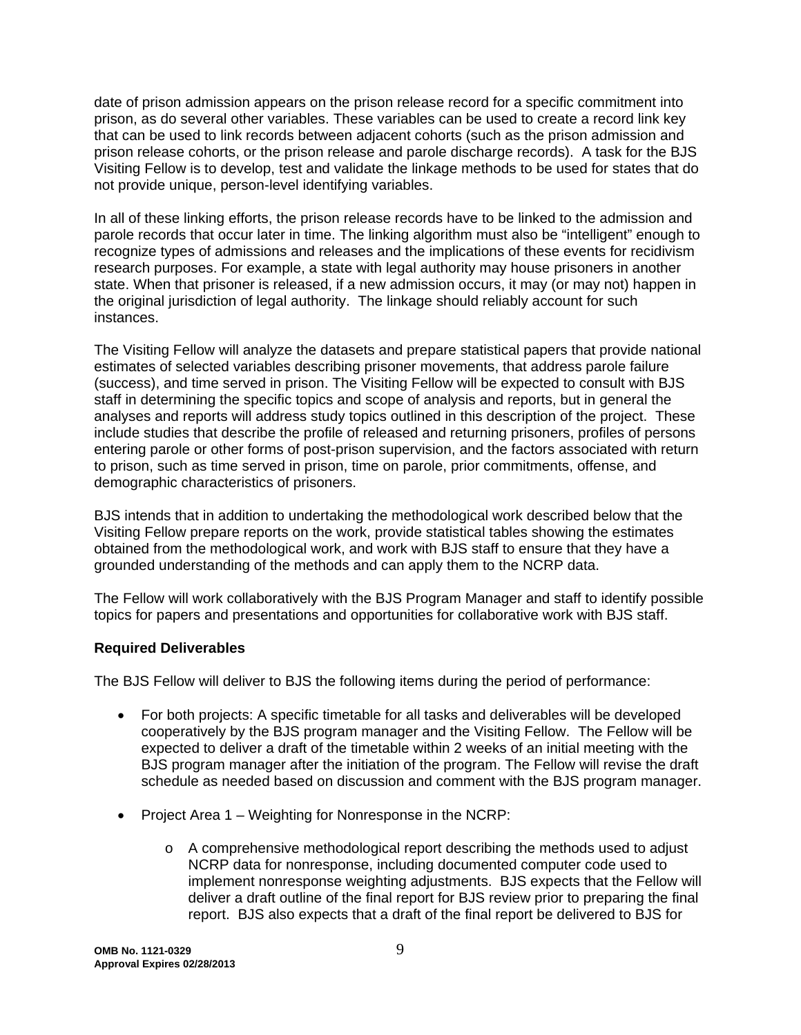date of prison admission appears on the prison release record for a specific commitment into prison, as do several other variables. These variables can be used to create a record link key that can be used to link records between adjacent cohorts (such as the prison admission and prison release cohorts, or the prison release and parole discharge records). A task for the BJS Visiting Fellow is to develop, test and validate the linkage methods to be used for states that do not provide unique, person-level identifying variables.

In all of these linking efforts, the prison release records have to be linked to the admission and parole records that occur later in time. The linking algorithm must also be "intelligent" enough to recognize types of admissions and releases and the implications of these events for recidivism research purposes. For example, a state with legal authority may house prisoners in another state. When that prisoner is released, if a new admission occurs, it may (or may not) happen in the original jurisdiction of legal authority. The linkage should reliably account for such instances.

The Visiting Fellow will analyze the datasets and prepare statistical papers that provide national estimates of selected variables describing prisoner movements, that address parole failure (success), and time served in prison. The Visiting Fellow will be expected to consult with BJS staff in determining the specific topics and scope of analysis and reports, but in general the analyses and reports will address study topics outlined in this description of the project. These include studies that describe the profile of released and returning prisoners, profiles of persons entering parole or other forms of post-prison supervision, and the factors associated with return to prison, such as time served in prison, time on parole, prior commitments, offense, and demographic characteristics of prisoners.

BJS intends that in addition to undertaking the methodological work described below that the Visiting Fellow prepare reports on the work, provide statistical tables showing the estimates obtained from the methodological work, and work with BJS staff to ensure that they have a grounded understanding of the methods and can apply them to the NCRP data.

The Fellow will work collaboratively with the BJS Program Manager and staff to identify possible topics for papers and presentations and opportunities for collaborative work with BJS staff.

**Required Deliverables**

The BJS Fellow will deliver to BJS the following items during the period of performance:

- For both projects: A specific timetable for all tasks and deliverables will be developed cooperatively by the BJS program manager and the Visiting Fellow. The Fellow will be expected to deliver a draft of the timetable within 2 weeks of an initial meeting with the BJS program manager after the initiation of the program. The Fellow will revise the draft schedule as needed based on discussion and comment with the BJS program manager.

- Project Area 1 – Weighting for Nonresponse in the NCRP:
  - A comprehensive methodological report describing the methods used to adjust NCRP data for nonresponse, including documented computer code used to implement nonresponse weighting adjustments. BJS expects that the Fellow will deliver a draft outline of the final report for BJS review prior to preparing the final report. BJS also expects that a draft of the final report be delivered to BJS for

**OMB No. 1121-0329**
**Approval Expires 02/28/2013**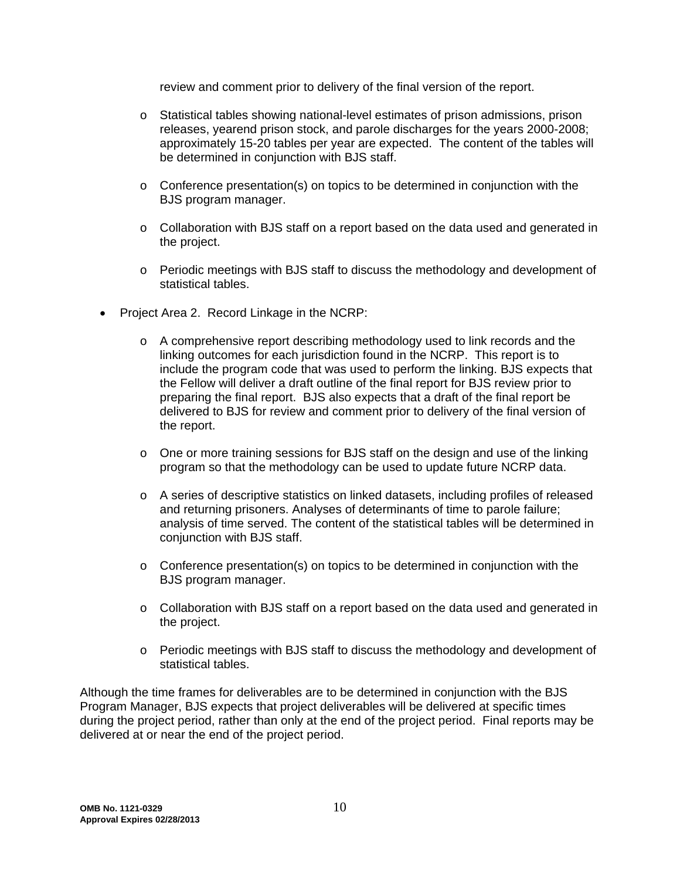review and comment prior to delivery of the final version of the report.

- Statistical tables showing national-level estimates of prison admissions, prison releases, yearend prison stock, and parole discharges for the years 2000-2008; approximately 15-20 tables per year are expected. The content of the tables will be determined in conjunction with BJS staff.

- Conference presentation(s) on topics to be determined in conjunction with the BJS program manager.

- Collaboration with BJS staff on a report based on the data used and generated in the project.

- Periodic meetings with BJS staff to discuss the methodology and development of statistical tables.

- Project Area 2. Record Linkage in the NCRP:

  - A comprehensive report describing methodology used to link records and the linking outcomes for each jurisdiction found in the NCRP. This report is to include the program code that was used to perform the linking. BJS expects that the Fellow will deliver a draft outline of the final report for BJS review prior to preparing the final report. BJS also expects that a draft of the final report be delivered to BJS for review and comment prior to delivery of the final version of the report.

  - One or more training sessions for BJS staff on the design and use of the linking program so that the methodology can be used to update future NCRP data.

  - A series of descriptive statistics on linked datasets, including profiles of released and returning prisoners. Analyses of determinants of time to parole failure; analysis of time served. The content of the statistical tables will be determined in conjunction with BJS staff.

  - Conference presentation(s) on topics to be determined in conjunction with the BJS program manager.

  - Collaboration with BJS staff on a report based on the data used and generated in the project.

  - Periodic meetings with BJS staff to discuss the methodology and development of statistical tables.

Although the time frames for deliverables are to be determined in conjunction with the BJS Program Manager, BJS expects that project deliverables will be delivered at specific times during the project period, rather than only at the end of the project period. Final reports may be delivered at or near the end of the project period.

**OMB No. 1121-0329**
**Approval Expires 02/28/2013**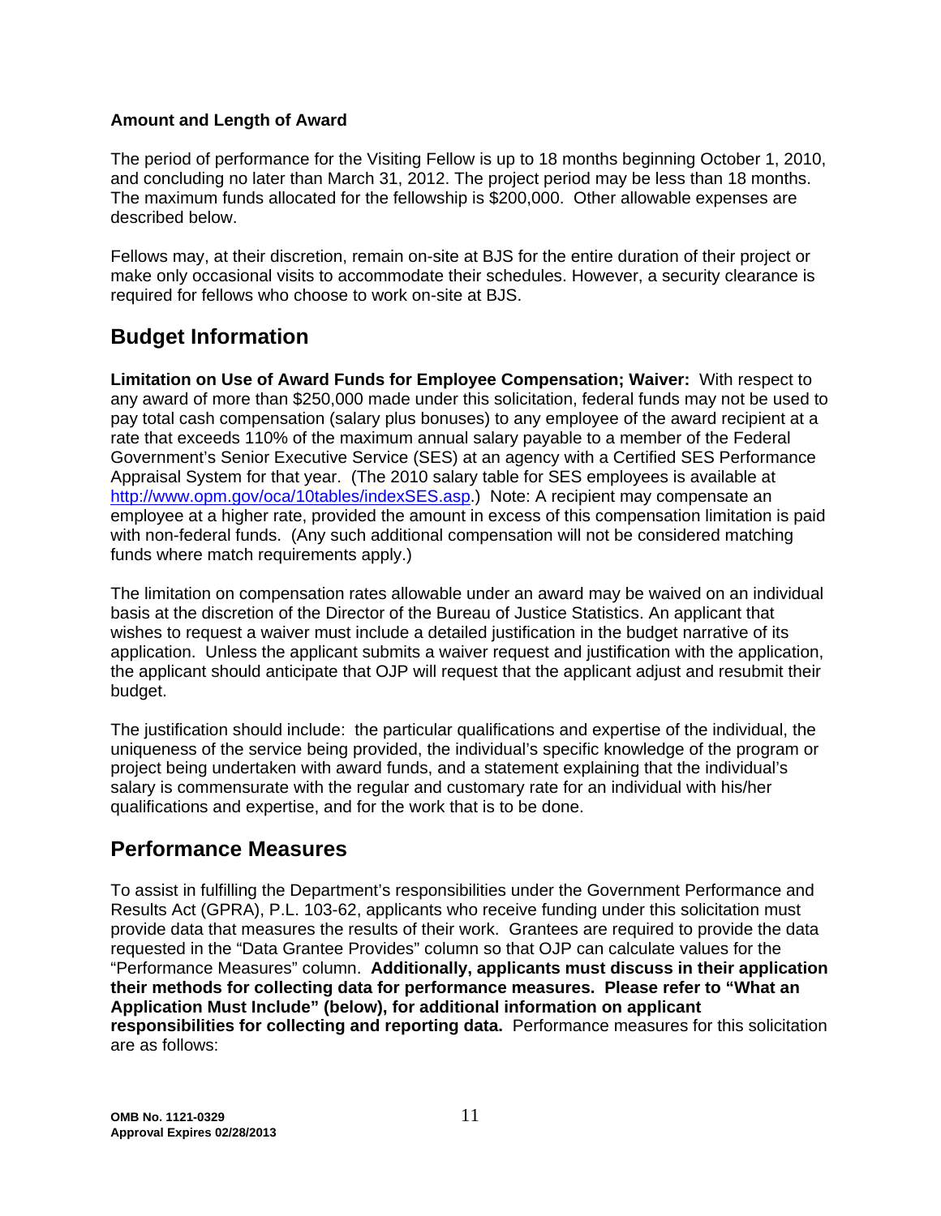**Amount and Length of Award**

The period of performance for the Visiting Fellow is up to 18 months beginning October 1, 2010, and concluding no later than March 31, 2012. The project period may be less than 18 months. The maximum funds allocated for the fellowship is $200,000. Other allowable expenses are described below.

Fellows may, at their discretion, remain on-site at BJS for the entire duration of their project or make only occasional visits to accommodate their schedules. However, a security clearance is required for fellows who choose to work on-site at BJS.

## Budget Information

**Limitation on Use of Award Funds for Employee Compensation; Waiver:** With respect to any award of more than $250,000 made under this solicitation, federal funds may not be used to pay total cash compensation (salary plus bonuses) to any employee of the award recipient at a rate that exceeds 110% of the maximum annual salary payable to a member of the Federal Government's Senior Executive Service (SES) at an agency with a Certified SES Performance Appraisal System for that year. (The 2010 salary table for SES employees is available at http://www.opm.gov/oca/10tables/indexSES.asp.) Note: A recipient may compensate an employee at a higher rate, provided the amount in excess of this compensation limitation is paid with non-federal funds. (Any such additional compensation will not be considered matching funds where match requirements apply.)

The limitation on compensation rates allowable under an award may be waived on an individual basis at the discretion of the Director of the Bureau of Justice Statistics. An applicant that wishes to request a waiver must include a detailed justification in the budget narrative of its application. Unless the applicant submits a waiver request and justification with the application, the applicant should anticipate that OJP will request that the applicant adjust and resubmit their budget.

The justification should include: the particular qualifications and expertise of the individual, the uniqueness of the service being provided, the individual's specific knowledge of the program or project being undertaken with award funds, and a statement explaining that the individual's salary is commensurate with the regular and customary rate for an individual with his/her qualifications and expertise, and for the work that is to be done.

## Performance Measures

To assist in fulfilling the Department's responsibilities under the Government Performance and Results Act (GPRA), P.L. 103-62, applicants who receive funding under this solicitation must provide data that measures the results of their work. Grantees are required to provide the data requested in the "Data Grantee Provides" column so that OJP can calculate values for the "Performance Measures" column. **Additionally, applicants must discuss in their application their methods for collecting data for performance measures. Please refer to "What an Application Must Include" (below), for additional information on applicant responsibilities for collecting and reporting data.** Performance measures for this solicitation are as follows: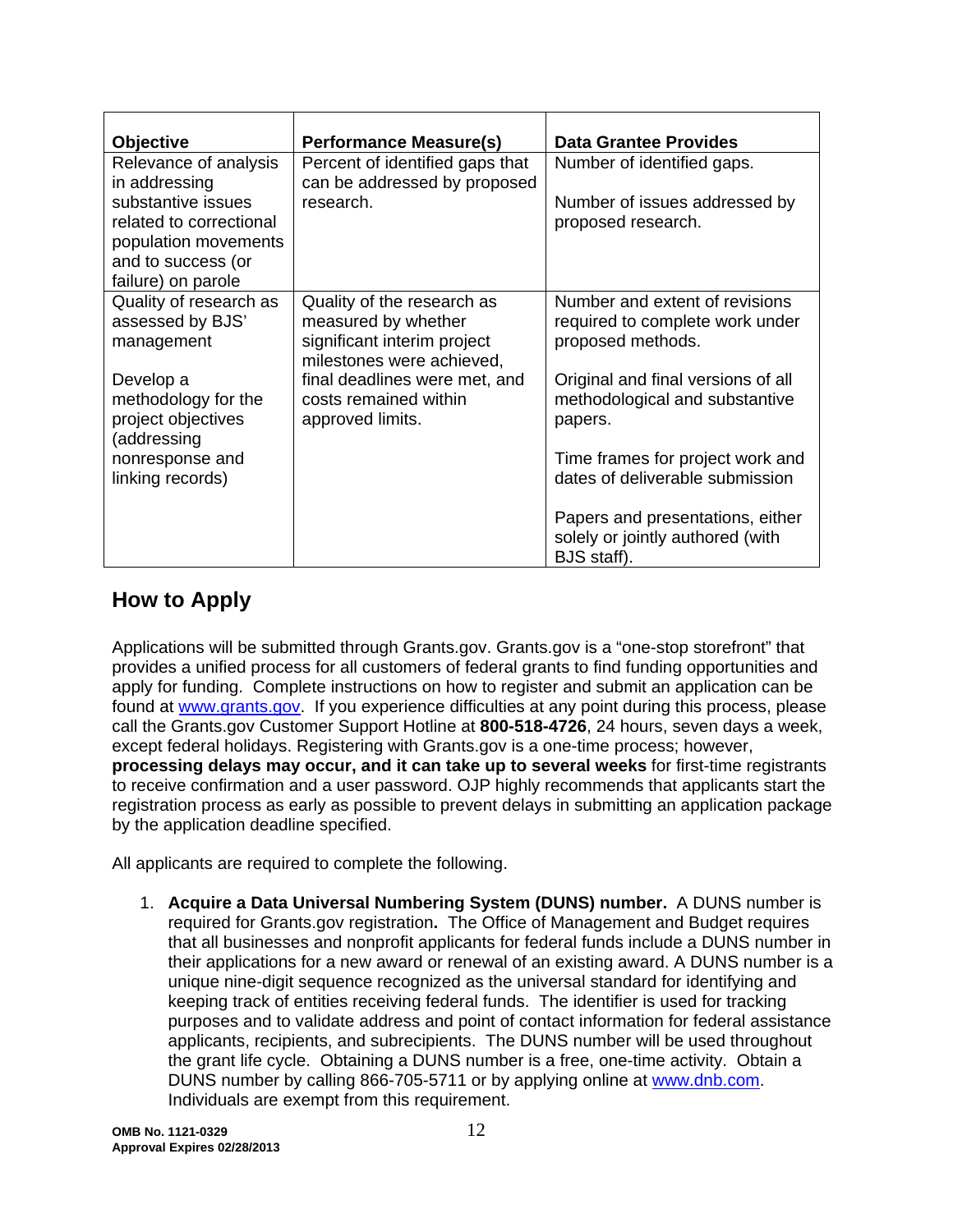| Objective | Performance Measure(s) | Data Grantee Provides |
|---|---|---|
| Relevance of analysis in addressing substantive issues related to correctional population movements and to success (or failure) on parole | Percent of identified gaps that can be addressed by proposed research. | Number of identified gaps.<br><br>Number of issues addressed by proposed research. |
| Quality of research as assessed by BJS' management<br><br>Develop a methodology for the project objectives (addressing nonresponse and linking records) | Quality of the research as measured by whether significant interim project milestones were achieved, final deadlines were met, and costs remained within approved limits. | Number and extent of revisions required to complete work under proposed methods.<br><br>Original and final versions of all methodological and substantive papers.<br><br>Time frames for project work and dates of deliverable submission<br><br>Papers and presentations, either solely or jointly authored (with BJS staff). |

## How to Apply

Applications will be submitted through Grants.gov. Grants.gov is a "one-stop storefront" that provides a unified process for all customers of federal grants to find funding opportunities and apply for funding. Complete instructions on how to register and submit an application can be found at www.grants.gov. If you experience difficulties at any point during this process, please call the Grants.gov Customer Support Hotline at **800-518-4726**, 24 hours, seven days a week, except federal holidays. Registering with Grants.gov is a one-time process; however, **processing delays may occur, and it can take up to several weeks** for first-time registrants to receive confirmation and a user password. OJP highly recommends that applicants start the registration process as early as possible to prevent delays in submitting an application package by the application deadline specified.

All applicants are required to complete the following.

1. **Acquire a Data Universal Numbering System (DUNS) number.** A DUNS number is required for Grants.gov registration**.** The Office of Management and Budget requires that all businesses and nonprofit applicants for federal funds include a DUNS number in their applications for a new award or renewal of an existing award. A DUNS number is a unique nine-digit sequence recognized as the universal standard for identifying and keeping track of entities receiving federal funds. The identifier is used for tracking purposes and to validate address and point of contact information for federal assistance applicants, recipients, and subrecipients. The DUNS number will be used throughout the grant life cycle. Obtaining a DUNS number is a free, one-time activity. Obtain a DUNS number by calling 866-705-5711 or by applying online at www.dnb.com. Individuals are exempt from this requirement.

**OMB No. 1121-0329**
**Approval Expires 02/28/2013**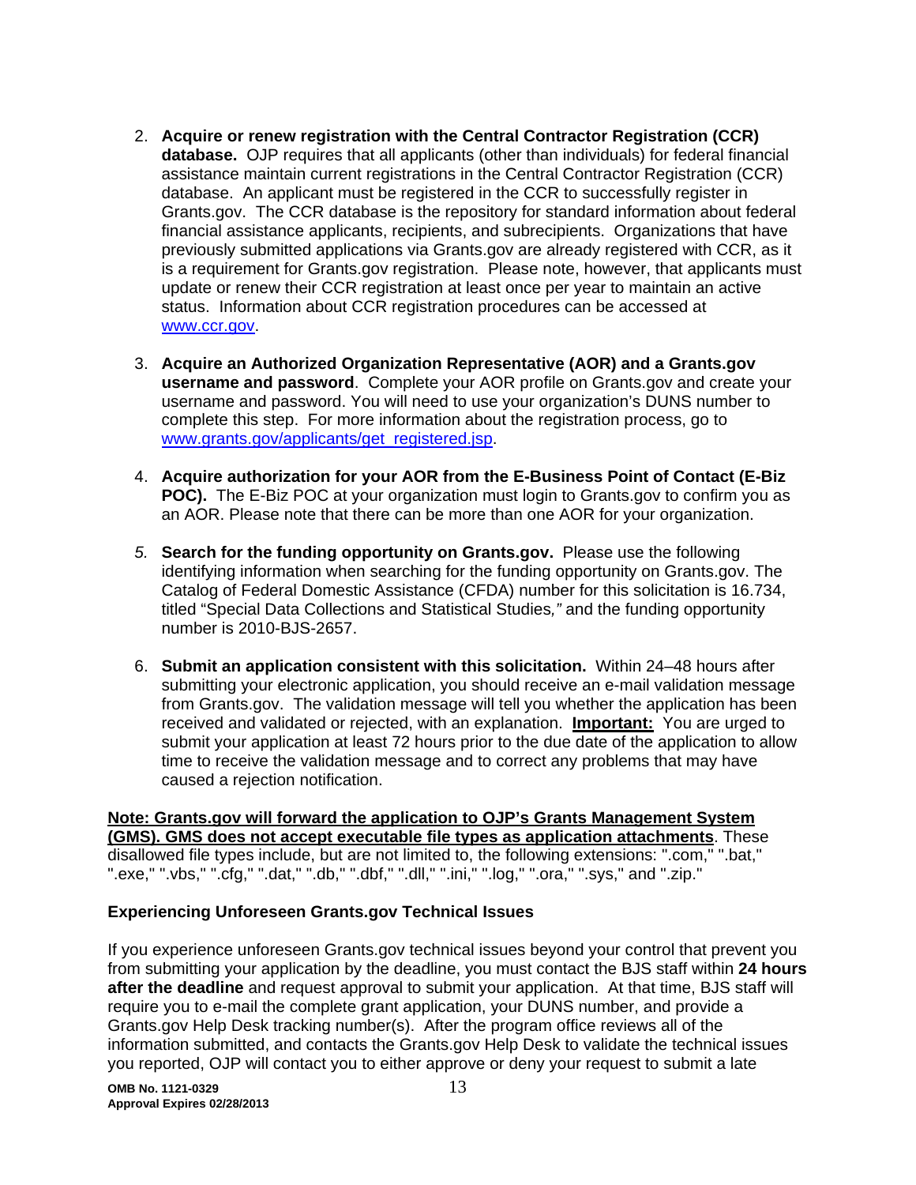2. **Acquire or renew registration with the Central Contractor Registration (CCR) database.** OJP requires that all applicants (other than individuals) for federal financial assistance maintain current registrations in the Central Contractor Registration (CCR) database. An applicant must be registered in the CCR to successfully register in Grants.gov. The CCR database is the repository for standard information about federal financial assistance applicants, recipients, and subrecipients. Organizations that have previously submitted applications via Grants.gov are already registered with CCR, as it is a requirement for Grants.gov registration. Please note, however, that applicants must update or renew their CCR registration at least once per year to maintain an active status. Information about CCR registration procedures can be accessed at www.ccr.gov.

3. **Acquire an Authorized Organization Representative (AOR) and a Grants.gov username and password**. Complete your AOR profile on Grants.gov and create your username and password. You will need to use your organization's DUNS number to complete this step. For more information about the registration process, go to www.grants.gov/applicants/get_registered.jsp.

4. **Acquire authorization for your AOR from the E-Business Point of Contact (E-Biz POC).** The E-Biz POC at your organization must login to Grants.gov to confirm you as an AOR. Please note that there can be more than one AOR for your organization.

5. **Search for the funding opportunity on Grants.gov.** Please use the following identifying information when searching for the funding opportunity on Grants.gov. The Catalog of Federal Domestic Assistance (CFDA) number for this solicitation is 16.734, titled "Special Data Collections and Statistical Studies," and the funding opportunity number is 2010-BJS-2657.

6. **Submit an application consistent with this solicitation.** Within 24–48 hours after submitting your electronic application, you should receive an e-mail validation message from Grants.gov. The validation message will tell you whether the application has been received and validated or rejected, with an explanation. **Important:** You are urged to submit your application at least 72 hours prior to the due date of the application to allow time to receive the validation message and to correct any problems that may have caused a rejection notification.

**Note: Grants.gov will forward the application to OJP's Grants Management System (GMS). GMS does not accept executable file types as application attachments**. These disallowed file types include, but are not limited to, the following extensions: ".com," ".bat," ".exe," ".vbs," ".cfg," ".dat," ".db," ".dbf," ".dll," ".ini," ".log," ".ora," ".sys," and ".zip."

**Experiencing Unforeseen Grants.gov Technical Issues**

If you experience unforeseen Grants.gov technical issues beyond your control that prevent you from submitting your application by the deadline, you must contact the BJS staff within **24 hours after the deadline** and request approval to submit your application. At that time, BJS staff will require you to e-mail the complete grant application, your DUNS number, and provide a Grants.gov Help Desk tracking number(s). After the program office reviews all of the information submitted, and contacts the Grants.gov Help Desk to validate the technical issues you reported, OJP will contact you to either approve or deny your request to submit a late

OMB No. 1121-0329
Approval Expires 02/28/2013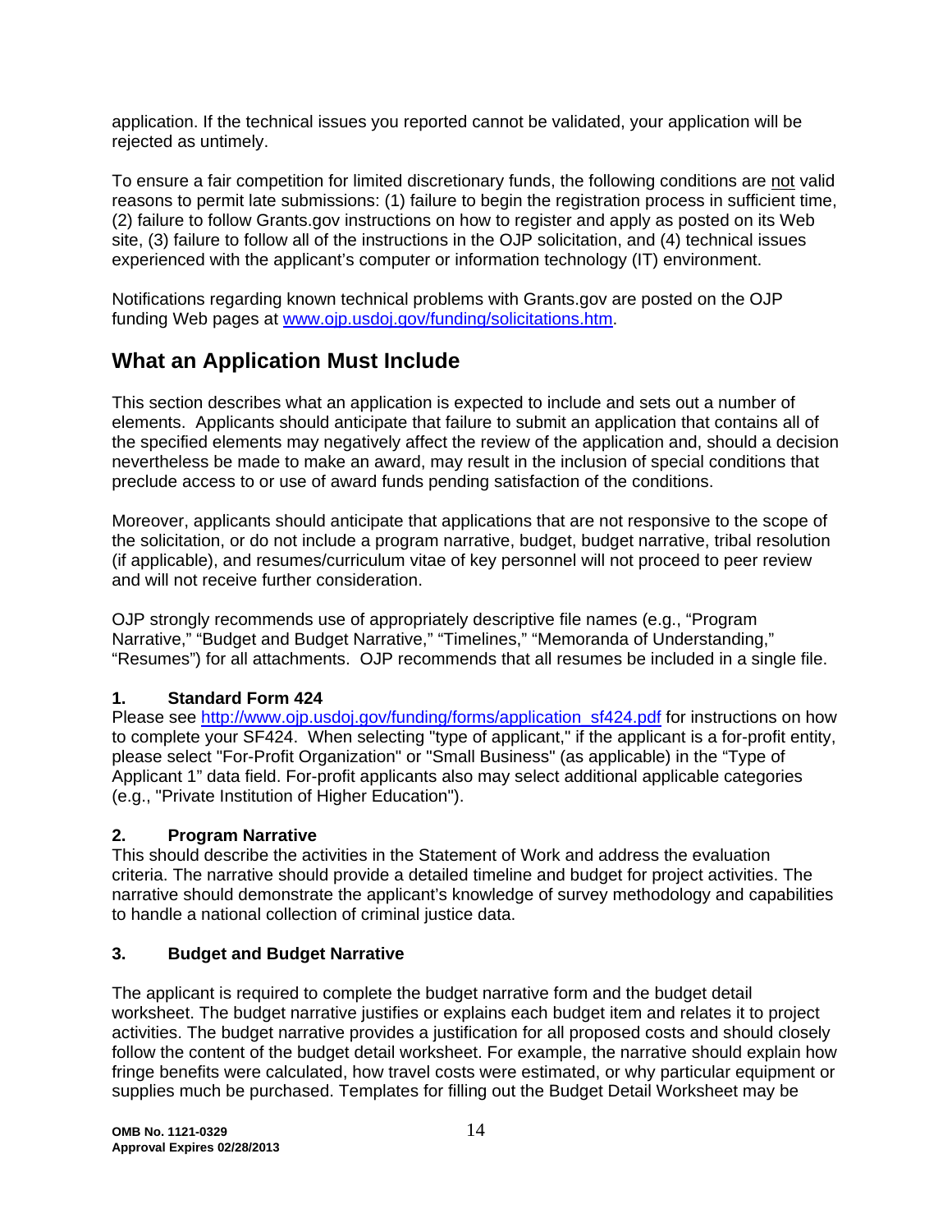application. If the technical issues you reported cannot be validated, your application will be rejected as untimely.

To ensure a fair competition for limited discretionary funds, the following conditions are not valid reasons to permit late submissions: (1) failure to begin the registration process in sufficient time, (2) failure to follow Grants.gov instructions on how to register and apply as posted on its Web site, (3) failure to follow all of the instructions in the OJP solicitation, and (4) technical issues experienced with the applicant's computer or information technology (IT) environment.

Notifications regarding known technical problems with Grants.gov are posted on the OJP funding Web pages at [www.ojp.usdoj.gov/funding/solicitations.htm](www.ojp.usdoj.gov/funding/solicitations.htm).

## What an Application Must Include

This section describes what an application is expected to include and sets out a number of elements. Applicants should anticipate that failure to submit an application that contains all of the specified elements may negatively affect the review of the application and, should a decision nevertheless be made to make an award, may result in the inclusion of special conditions that preclude access to or use of award funds pending satisfaction of the conditions.

Moreover, applicants should anticipate that applications that are not responsive to the scope of the solicitation, or do not include a program narrative, budget, budget narrative, tribal resolution (if applicable), and resumes/curriculum vitae of key personnel will not proceed to peer review and will not receive further consideration.

OJP strongly recommends use of appropriately descriptive file names (e.g., "Program Narrative," "Budget and Budget Narrative," "Timelines," "Memoranda of Understanding," "Resumes") for all attachments. OJP recommends that all resumes be included in a single file.

### 1. Standard Form 424

Please see [http://www.ojp.usdoj.gov/funding/forms/application_sf424.pdf](http://www.ojp.usdoj.gov/funding/forms/application_sf424.pdf) for instructions on how to complete your SF424. When selecting "type of applicant," if the applicant is a for-profit entity, please select "For-Profit Organization" or "Small Business" (as applicable) in the "Type of Applicant 1" data field. For-profit applicants also may select additional applicable categories (e.g., "Private Institution of Higher Education").

### 2. Program Narrative

This should describe the activities in the Statement of Work and address the evaluation criteria. The narrative should provide a detailed timeline and budget for project activities. The narrative should demonstrate the applicant's knowledge of survey methodology and capabilities to handle a national collection of criminal justice data.

### 3. Budget and Budget Narrative

The applicant is required to complete the budget narrative form and the budget detail worksheet. The budget narrative justifies or explains each budget item and relates it to project activities. The budget narrative provides a justification for all proposed costs and should closely follow the content of the budget detail worksheet. For example, the narrative should explain how fringe benefits were calculated, how travel costs were estimated, or why particular equipment or supplies much be purchased. Templates for filling out the Budget Detail Worksheet may be

OMB No. 1121-0329
Approval Expires 02/28/2013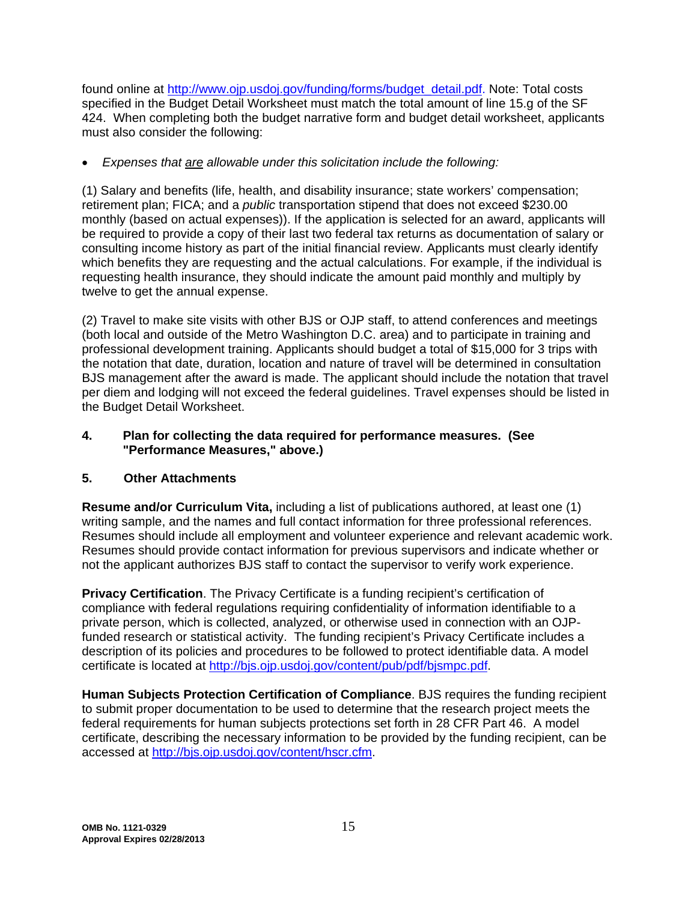found online at http://www.ojp.usdoj.gov/funding/forms/budget_detail.pdf. Note: Total costs specified in the Budget Detail Worksheet must match the total amount of line 15.g of the SF 424. When completing both the budget narrative form and budget detail worksheet, applicants must also consider the following:

- *Expenses that are allowable under this solicitation include the following:*

(1) Salary and benefits (life, health, and disability insurance; state workers' compensation; retirement plan; FICA; and a *public* transportation stipend that does not exceed $230.00 monthly (based on actual expenses)). If the application is selected for an award, applicants will be required to provide a copy of their last two federal tax returns as documentation of salary or consulting income history as part of the initial financial review. Applicants must clearly identify which benefits they are requesting and the actual calculations. For example, if the individual is requesting health insurance, they should indicate the amount paid monthly and multiply by twelve to get the annual expense.

(2) Travel to make site visits with other BJS or OJP staff, to attend conferences and meetings (both local and outside of the Metro Washington D.C. area) and to participate in training and professional development training. Applicants should budget a total of $15,000 for 3 trips with the notation that date, duration, location and nature of travel will be determined in consultation BJS management after the award is made. The applicant should include the notation that travel per diem and lodging will not exceed the federal guidelines. Travel expenses should be listed in the Budget Detail Worksheet.

**4. Plan for collecting the data required for performance measures. (See "Performance Measures," above.)**

**5. Other Attachments**

**Resume and/or Curriculum Vita,** including a list of publications authored, at least one (1) writing sample, and the names and full contact information for three professional references. Resumes should include all employment and volunteer experience and relevant academic work. Resumes should provide contact information for previous supervisors and indicate whether or not the applicant authorizes BJS staff to contact the supervisor to verify work experience.

**Privacy Certification**. The Privacy Certificate is a funding recipient's certification of compliance with federal regulations requiring confidentiality of information identifiable to a private person, which is collected, analyzed, or otherwise used in connection with an OJP-funded research or statistical activity. The funding recipient's Privacy Certificate includes a description of its policies and procedures to be followed to protect identifiable data. A model certificate is located at http://bjs.ojp.usdoj.gov/content/pub/pdf/bjsmpc.pdf.

**Human Subjects Protection Certification of Compliance**. BJS requires the funding recipient to submit proper documentation to be used to determine that the research project meets the federal requirements for human subjects protections set forth in 28 CFR Part 46. A model certificate, describing the necessary information to be provided by the funding recipient, can be accessed at http://bjs.ojp.usdoj.gov/content/hscr.cfm.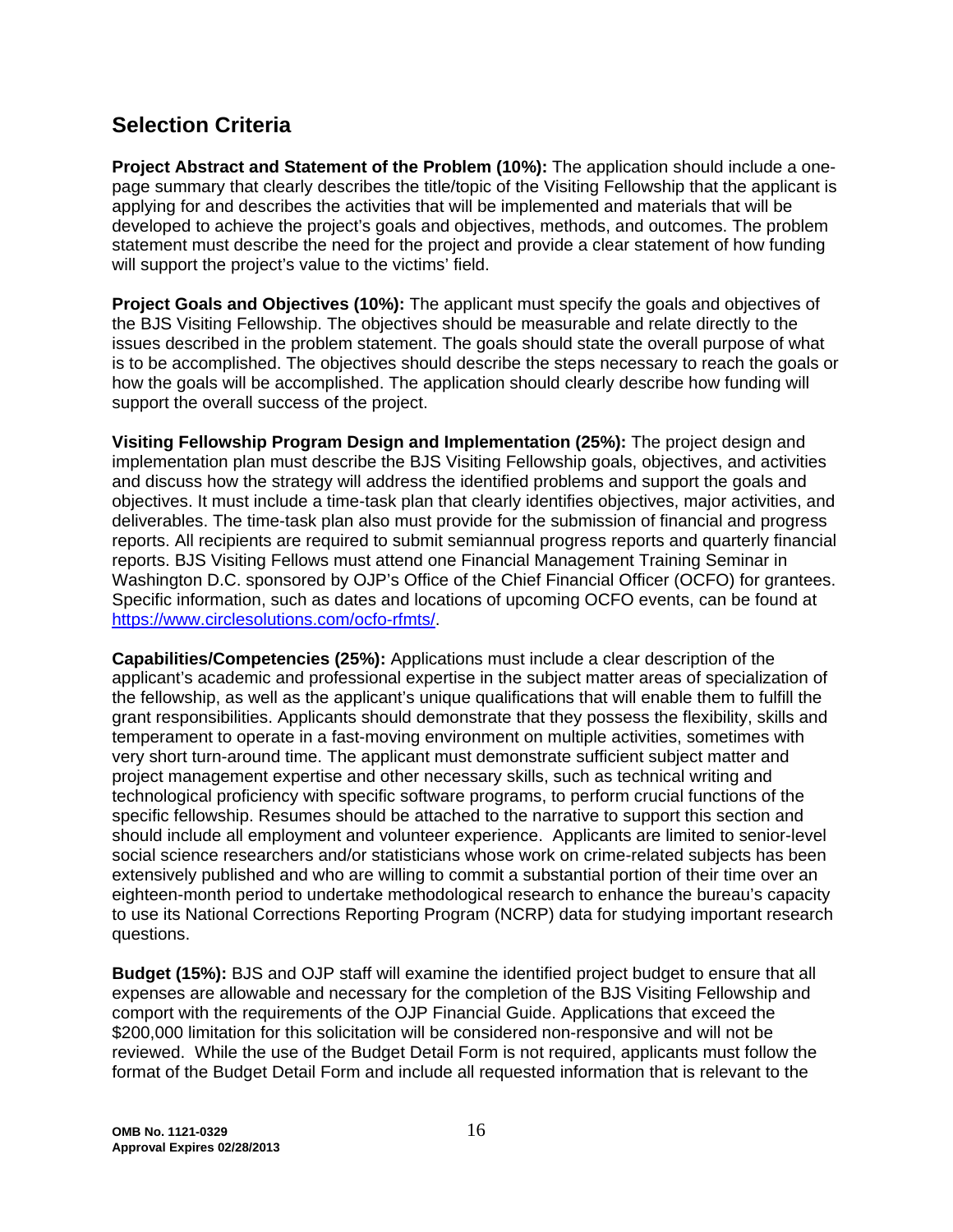## Selection Criteria

**Project Abstract and Statement of the Problem (10%):** The application should include a one-page summary that clearly describes the title/topic of the Visiting Fellowship that the applicant is applying for and describes the activities that will be implemented and materials that will be developed to achieve the project's goals and objectives, methods, and outcomes. The problem statement must describe the need for the project and provide a clear statement of how funding will support the project's value to the victims' field.

**Project Goals and Objectives (10%):** The applicant must specify the goals and objectives of the BJS Visiting Fellowship. The objectives should be measurable and relate directly to the issues described in the problem statement. The goals should state the overall purpose of what is to be accomplished. The objectives should describe the steps necessary to reach the goals or how the goals will be accomplished. The application should clearly describe how funding will support the overall success of the project.

**Visiting Fellowship Program Design and Implementation (25%):** The project design and implementation plan must describe the BJS Visiting Fellowship goals, objectives, and activities and discuss how the strategy will address the identified problems and support the goals and objectives. It must include a time-task plan that clearly identifies objectives, major activities, and deliverables. The time-task plan also must provide for the submission of financial and progress reports. All recipients are required to submit semiannual progress reports and quarterly financial reports. BJS Visiting Fellows must attend one Financial Management Training Seminar in Washington D.C. sponsored by OJP's Office of the Chief Financial Officer (OCFO) for grantees. Specific information, such as dates and locations of upcoming OCFO events, can be found at https://www.circlesolutions.com/ocfo-rfmts/.

**Capabilities/Competencies (25%):** Applications must include a clear description of the applicant's academic and professional expertise in the subject matter areas of specialization of the fellowship, as well as the applicant's unique qualifications that will enable them to fulfill the grant responsibilities. Applicants should demonstrate that they possess the flexibility, skills and temperament to operate in a fast-moving environment on multiple activities, sometimes with very short turn-around time. The applicant must demonstrate sufficient subject matter and project management expertise and other necessary skills, such as technical writing and technological proficiency with specific software programs, to perform crucial functions of the specific fellowship. Resumes should be attached to the narrative to support this section and should include all employment and volunteer experience. Applicants are limited to senior-level social science researchers and/or statisticians whose work on crime-related subjects has been extensively published and who are willing to commit a substantial portion of their time over an eighteen-month period to undertake methodological research to enhance the bureau's capacity to use its National Corrections Reporting Program (NCRP) data for studying important research questions.

**Budget (15%):** BJS and OJP staff will examine the identified project budget to ensure that all expenses are allowable and necessary for the completion of the BJS Visiting Fellowship and comport with the requirements of the OJP Financial Guide. Applications that exceed the $200,000 limitation for this solicitation will be considered non-responsive and will not be reviewed. While the use of the Budget Detail Form is not required, applicants must follow the format of the Budget Detail Form and include all requested information that is relevant to the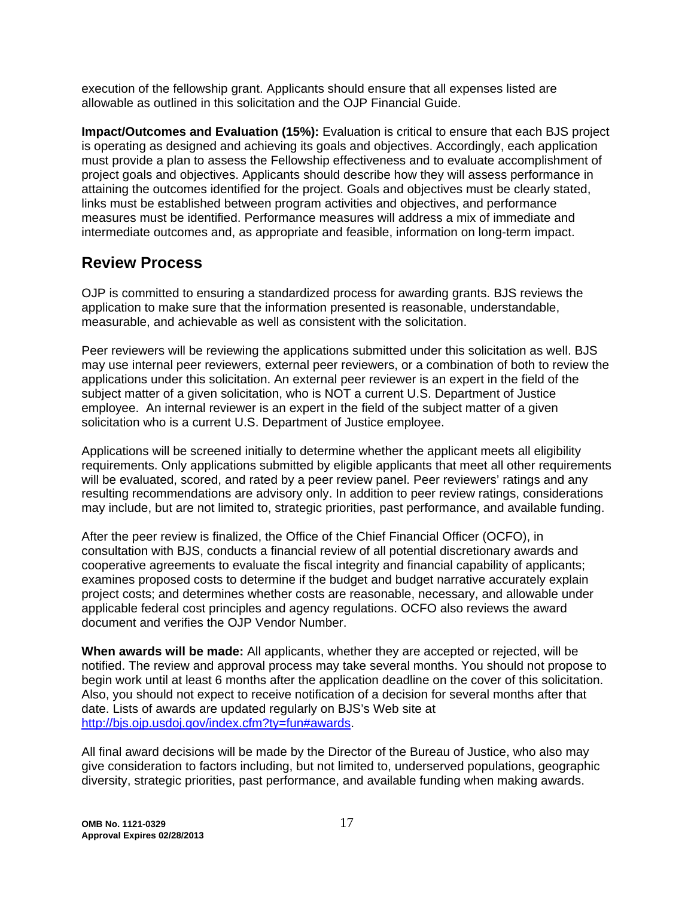execution of the fellowship grant. Applicants should ensure that all expenses listed are allowable as outlined in this solicitation and the OJP Financial Guide.

**Impact/Outcomes and Evaluation (15%):** Evaluation is critical to ensure that each BJS project is operating as designed and achieving its goals and objectives. Accordingly, each application must provide a plan to assess the Fellowship effectiveness and to evaluate accomplishment of project goals and objectives. Applicants should describe how they will assess performance in attaining the outcomes identified for the project. Goals and objectives must be clearly stated, links must be established between program activities and objectives, and performance measures must be identified. Performance measures will address a mix of immediate and intermediate outcomes and, as appropriate and feasible, information on long-term impact.

## Review Process

OJP is committed to ensuring a standardized process for awarding grants. BJS reviews the application to make sure that the information presented is reasonable, understandable, measurable, and achievable as well as consistent with the solicitation.

Peer reviewers will be reviewing the applications submitted under this solicitation as well. BJS may use internal peer reviewers, external peer reviewers, or a combination of both to review the applications under this solicitation. An external peer reviewer is an expert in the field of the subject matter of a given solicitation, who is NOT a current U.S. Department of Justice employee. An internal reviewer is an expert in the field of the subject matter of a given solicitation who is a current U.S. Department of Justice employee.

Applications will be screened initially to determine whether the applicant meets all eligibility requirements. Only applications submitted by eligible applicants that meet all other requirements will be evaluated, scored, and rated by a peer review panel. Peer reviewers' ratings and any resulting recommendations are advisory only. In addition to peer review ratings, considerations may include, but are not limited to, strategic priorities, past performance, and available funding.

After the peer review is finalized, the Office of the Chief Financial Officer (OCFO), in consultation with BJS, conducts a financial review of all potential discretionary awards and cooperative agreements to evaluate the fiscal integrity and financial capability of applicants; examines proposed costs to determine if the budget and budget narrative accurately explain project costs; and determines whether costs are reasonable, necessary, and allowable under applicable federal cost principles and agency regulations. OCFO also reviews the award document and verifies the OJP Vendor Number.

**When awards will be made:** All applicants, whether they are accepted or rejected, will be notified. The review and approval process may take several months. You should not propose to begin work until at least 6 months after the application deadline on the cover of this solicitation. Also, you should not expect to receive notification of a decision for several months after that date. Lists of awards are updated regularly on BJS's Web site at [http://bjs.ojp.usdoj.gov/index.cfm?ty=fun#awards](http://bjs.ojp.usdoj.gov/index.cfm?ty=fun#awards).

All final award decisions will be made by the Director of the Bureau of Justice, who also may give consideration to factors including, but not limited to, underserved populations, geographic diversity, strategic priorities, past performance, and available funding when making awards.

**OMB No. 1121-0329**
**Approval Expires 02/28/2013**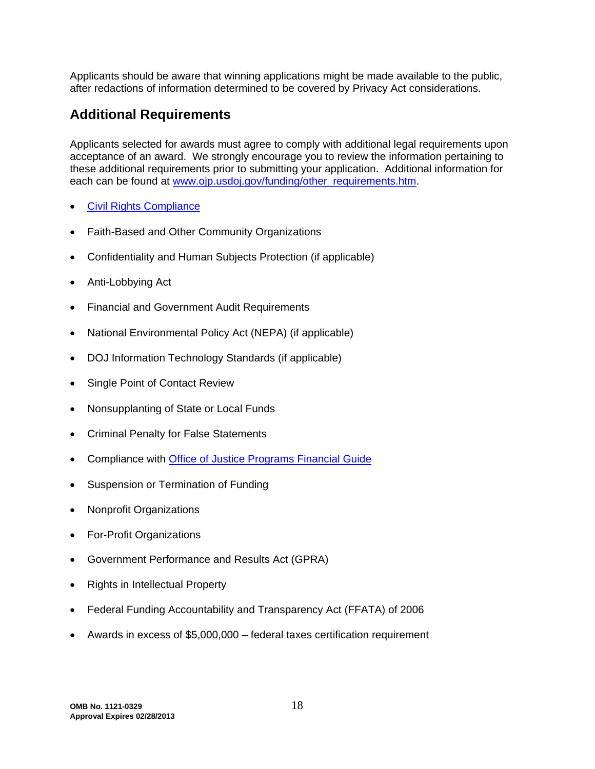Applicants should be aware that winning applications might be made available to the public, after redactions of information determined to be covered by Privacy Act considerations.

## Additional Requirements

Applicants selected for awards must agree to comply with additional legal requirements upon acceptance of an award. We strongly encourage you to review the information pertaining to these additional requirements prior to submitting your application. Additional information for each can be found at www.ojp.usdoj.gov/funding/other_requirements.htm.

- Civil Rights Compliance
- Faith-Based and Other Community Organizations
- Confidentiality and Human Subjects Protection (if applicable)
- Anti-Lobbying Act
- Financial and Government Audit Requirements
- National Environmental Policy Act (NEPA) (if applicable)
- DOJ Information Technology Standards (if applicable)
- Single Point of Contact Review
- Nonsupplanting of State or Local Funds
- Criminal Penalty for False Statements
- Compliance with Office of Justice Programs Financial Guide
- Suspension or Termination of Funding
- Nonprofit Organizations
- For-Profit Organizations
- Government Performance and Results Act (GPRA)
- Rights in Intellectual Property
- Federal Funding Accountability and Transparency Act (FFATA) of 2006
- Awards in excess of $5,000,000 – federal taxes certification requirement

**OMB No. 1121-0329**
**Approval Expires 02/28/2013**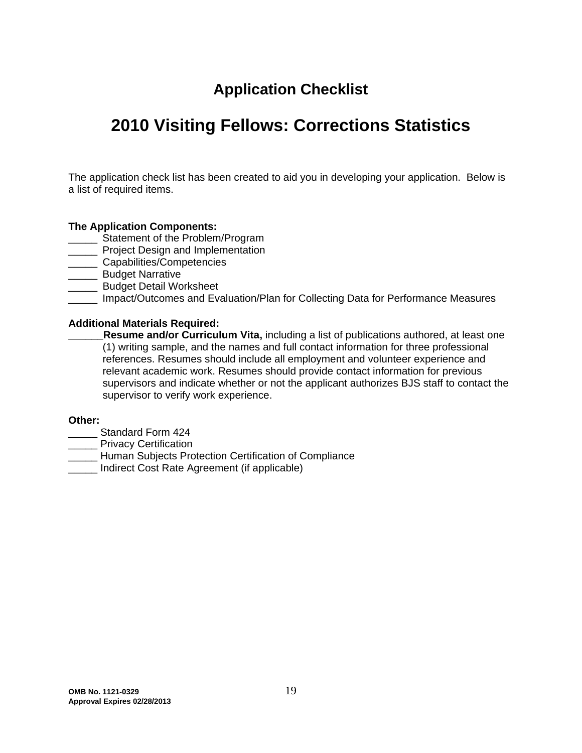# Application Checklist

# 2010 Visiting Fellows: Corrections Statistics

The application check list has been created to aid you in developing your application. Below is a list of required items.

**The Application Components:**

_____ Statement of the Problem/Program
_____ Project Design and Implementation
_____ Capabilities/Competencies
_____ Budget Narrative
_____ Budget Detail Worksheet
_____ Impact/Outcomes and Evaluation/Plan for Collecting Data for Performance Measures

**Additional Materials Required:**

______**Resume and/or Curriculum Vita,** including a list of publications authored, at least one (1) writing sample, and the names and full contact information for three professional references. Resumes should include all employment and volunteer experience and relevant academic work. Resumes should provide contact information for previous supervisors and indicate whether or not the applicant authorizes BJS staff to contact the supervisor to verify work experience.

**Other:**

_____ Standard Form 424
_____ Privacy Certification
_____ Human Subjects Protection Certification of Compliance
_____ Indirect Cost Rate Agreement (if applicable)

**OMB No. 1121-0329**
**Approval Expires 02/28/2013**